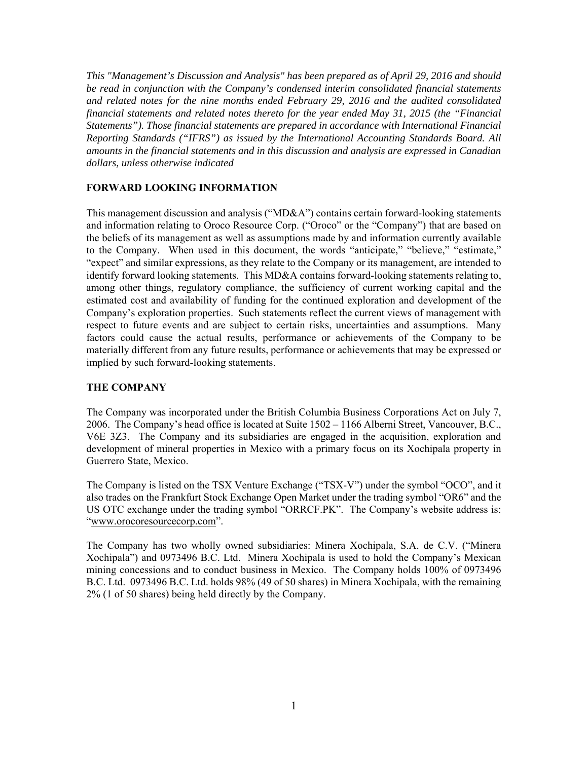*This "Management's Discussion and Analysis" has been prepared as of April 29, 2016 and should be read in conjunction with the Company's condensed interim consolidated financial statements and related notes for the nine months ended February 29, 2016 and the audited consolidated financial statements and related notes thereto for the year ended May 31, 2015 (the "Financial Statements"). Those financial statements are prepared in accordance with International Financial Reporting Standards ("IFRS") as issued by the International Accounting Standards Board. All amounts in the financial statements and in this discussion and analysis are expressed in Canadian dollars, unless otherwise indicated*

## FORWARD LOOKING INFORMATION

This management discussion and analysis ("MD&A") contains certain forward-looking statements and information relating to Oroco Resource Corp. ("Oroco" or the "Company") that are based on the beliefs of its management as well as assumptions made by and information currently available to the Company. When used in this document, the words "anticipate," "believe," "estimate," "expect" and similar expressions, as they relate to the Company or its management, are intended to identify forward looking statements. This MD&A contains forward-looking statements relating to, among other things, regulatory compliance, the sufficiency of current working capital and the estimated cost and availability of funding for the continued exploration and development of the Company's exploration properties. Such statements reflect the current views of management with respect to future events and are subject to certain risks, uncertainties and assumptions. Many factors could cause the actual results, performance or achievements of the Company to be materially different from any future results, performance or achievements that may be expressed or implied by such forward-looking statements.

## THE COMPANY

The Company was incorporated under the British Columbia Business Corporations Act on July 7, 2006. The Company's head office is located at Suite 1502 – 1166 Alberni Street, Vancouver, B.C., V6E 3Z3. The Company and its subsidiaries are engaged in the acquisition, exploration and development of mineral properties in Mexico with a primary focus on its Xochipala property in Guerrero State, Mexico.

The Company is listed on the TSX Venture Exchange ("TSX-V") under the symbol "OCO", and it also trades on the Frankfurt Stock Exchange Open Market under the trading symbol "OR6" and the US OTC exchange under the trading symbol "ORRCF.PK". The Company's website address is: "www.orocoresourcecorp.com".

The Company has two wholly owned subsidiaries: Minera Xochipala, S.A. de C.V. ("Minera Xochipala") and 0973496 B.C. Ltd. Minera Xochipala is used to hold the Company's Mexican mining concessions and to conduct business in Mexico. The Company holds 100% of 0973496 B.C. Ltd. 0973496 B.C. Ltd. holds 98% (49 of 50 shares) in Minera Xochipala, with the remaining 2% (1 of 50 shares) being held directly by the Company.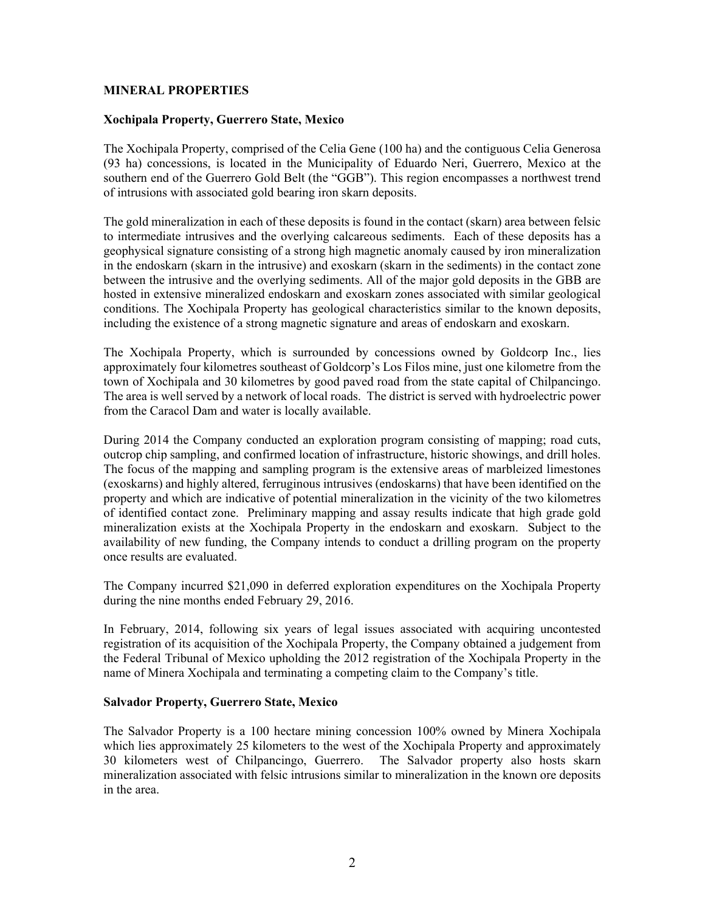## MINERAL PROPERTIES

### Xochipala Property, Guerrero State, Mexico

The Xochipala Property, comprised of the Celia Gene (100 ha) and the contiguous Celia Generosa (93 ha) concessions, is located in the Municipality of Eduardo Neri, Guerrero, Mexico at the southern end of the Guerrero Gold Belt (the "GGB"). This region encompasses a northwest trend of intrusions with associated gold bearing iron skarn deposits.

The gold mineralization in each of these deposits is found in the contact (skarn) area between felsic to intermediate intrusives and the overlying calcareous sediments. Each of these deposits has a geophysical signature consisting of a strong high magnetic anomaly caused by iron mineralization in the endoskarn (skarn in the intrusive) and exoskarn (skarn in the sediments) in the contact zone between the intrusive and the overlying sediments. All of the major gold deposits in the GBB are hosted in extensive mineralized endoskarn and exoskarn zones associated with similar geological conditions. The Xochipala Property has geological characteristics similar to the known deposits, including the existence of a strong magnetic signature and areas of endoskarn and exoskarn.

The Xochipala Property, which is surrounded by concessions owned by Goldcorp Inc., lies approximately four kilometres southeast of Goldcorp's Los Filos mine, just one kilometre from the town of Xochipala and 30 kilometres by good paved road from the state capital of Chilpancingo. The area is well served by a network of local roads. The district is served with hydroelectric power from the Caracol Dam and water is locally available.

During 2014 the Company conducted an exploration program consisting of mapping; road cuts, outcrop chip sampling, and confirmed location of infrastructure, historic showings, and drill holes. The focus of the mapping and sampling program is the extensive areas of marbleized limestones (exoskarns) and highly altered, ferruginous intrusives (endoskarns) that have been identified on the property and which are indicative of potential mineralization in the vicinity of the two kilometres of identified contact zone. Preliminary mapping and assay results indicate that high grade gold mineralization exists at the Xochipala Property in the endoskarn and exoskarn. Subject to the availability of new funding, the Company intends to conduct a drilling program on the property once results are evaluated.

The Company incurred $21,090 in deferred exploration expenditures on the Xochipala Property during the nine months ended February 29, 2016.

In February, 2014, following six years of legal issues associated with acquiring uncontested registration of its acquisition of the Xochipala Property, the Company obtained a judgement from the Federal Tribunal of Mexico upholding the 2012 registration of the Xochipala Property in the name of Minera Xochipala and terminating a competing claim to the Company's title.

### Salvador Property, Guerrero State, Mexico

The Salvador Property is a 100 hectare mining concession 100% owned by Minera Xochipala which lies approximately 25 kilometers to the west of the Xochipala Property and approximately 30 kilometers west of Chilpancingo, Guerrero. The Salvador property also hosts skarn mineralization associated with felsic intrusions similar to mineralization in the known ore deposits in the area.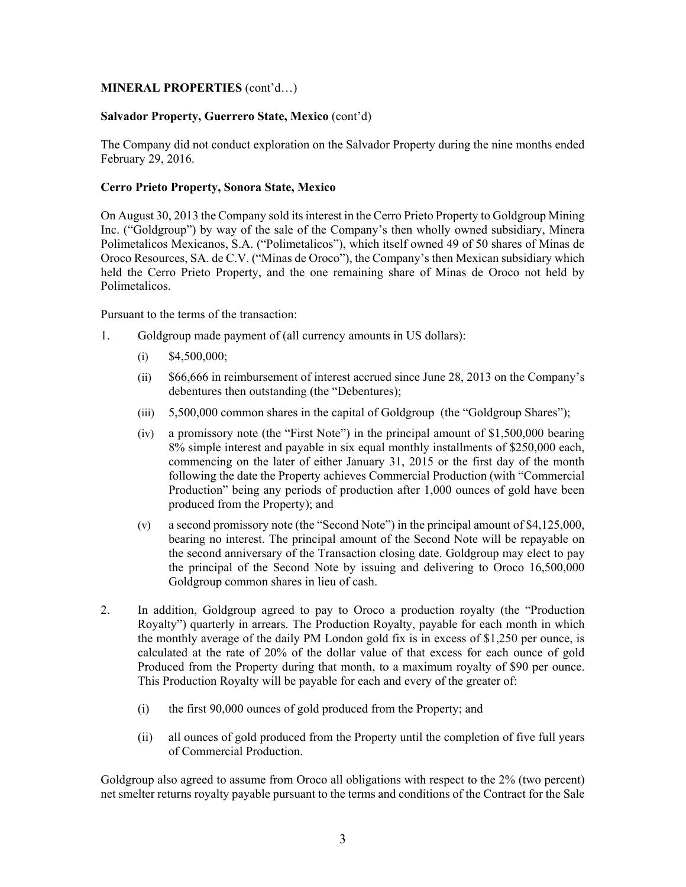**MINERAL PROPERTIES** (cont'd…)

**Salvador Property, Guerrero State, Mexico** (cont'd)

The Company did not conduct exploration on the Salvador Property during the nine months ended February 29, 2016.

**Cerro Prieto Property, Sonora State, Mexico**

On August 30, 2013 the Company sold its interest in the Cerro Prieto Property to Goldgroup Mining Inc. ("Goldgroup") by way of the sale of the Company's then wholly owned subsidiary, Minera Polimetalicos Mexicanos, S.A. ("Polimetalicos"), which itself owned 49 of 50 shares of Minas de Oroco Resources, SA. de C.V. ("Minas de Oroco"), the Company's then Mexican subsidiary which held the Cerro Prieto Property, and the one remaining share of Minas de Oroco not held by Polimetalicos.

Pursuant to the terms of the transaction:

1. Goldgroup made payment of (all currency amounts in US dollars):
   (i) $4,500,000;
   (ii) $66,666 in reimbursement of interest accrued since June 28, 2013 on the Company's debentures then outstanding (the "Debentures);
   (iii) 5,500,000 common shares in the capital of Goldgroup (the "Goldgroup Shares");
   (iv) a promissory note (the "First Note") in the principal amount of $1,500,000 bearing 8% simple interest and payable in six equal monthly installments of $250,000 each, commencing on the later of either January 31, 2015 or the first day of the month following the date the Property achieves Commercial Production (with "Commercial Production" being any periods of production after 1,000 ounces of gold have been produced from the Property); and
   (v) a second promissory note (the "Second Note") in the principal amount of $4,125,000, bearing no interest. The principal amount of the Second Note will be repayable on the second anniversary of the Transaction closing date. Goldgroup may elect to pay the principal of the Second Note by issuing and delivering to Oroco 16,500,000 Goldgroup common shares in lieu of cash.

2. In addition, Goldgroup agreed to pay to Oroco a production royalty (the "Production Royalty") quarterly in arrears. The Production Royalty, payable for each month in which the monthly average of the daily PM London gold fix is in excess of $1,250 per ounce, is calculated at the rate of 20% of the dollar value of that excess for each ounce of gold Produced from the Property during that month, to a maximum royalty of $90 per ounce. This Production Royalty will be payable for each and every of the greater of:
   (i) the first 90,000 ounces of gold produced from the Property; and
   (ii) all ounces of gold produced from the Property until the completion of five full years of Commercial Production.

Goldgroup also agreed to assume from Oroco all obligations with respect to the 2% (two percent) net smelter returns royalty payable pursuant to the terms and conditions of the Contract for the Sale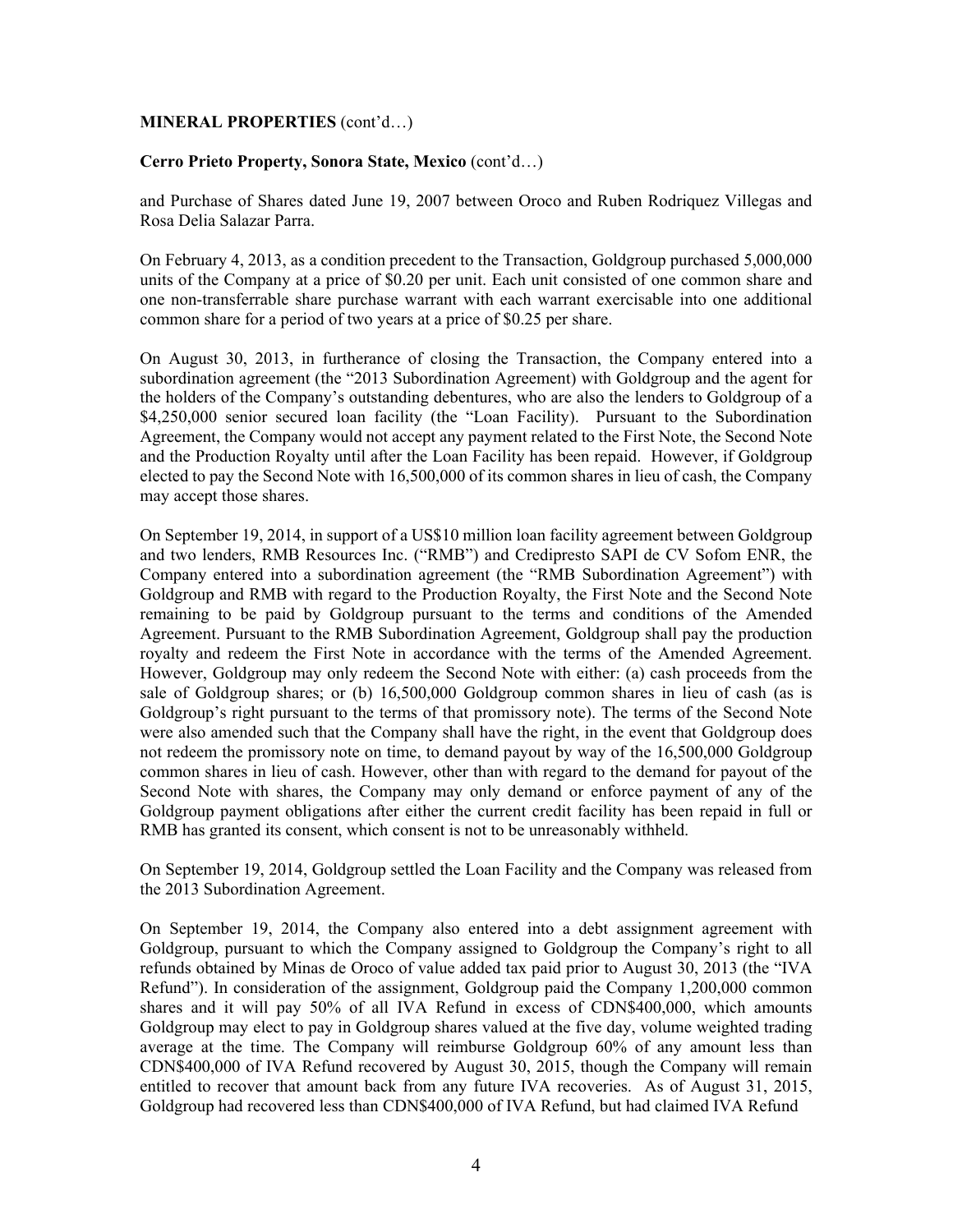**MINERAL PROPERTIES** (cont'd…)

**Cerro Prieto Property, Sonora State, Mexico** (cont'd…)

and Purchase of Shares dated June 19, 2007 between Oroco and Ruben Rodriquez Villegas and Rosa Delia Salazar Parra.

On February 4, 2013, as a condition precedent to the Transaction, Goldgroup purchased 5,000,000 units of the Company at a price of $0.20 per unit. Each unit consisted of one common share and one non-transferrable share purchase warrant with each warrant exercisable into one additional common share for a period of two years at a price of $0.25 per share.

On August 30, 2013, in furtherance of closing the Transaction, the Company entered into a subordination agreement (the "2013 Subordination Agreement) with Goldgroup and the agent for the holders of the Company's outstanding debentures, who are also the lenders to Goldgroup of a $4,250,000 senior secured loan facility (the "Loan Facility). Pursuant to the Subordination Agreement, the Company would not accept any payment related to the First Note, the Second Note and the Production Royalty until after the Loan Facility has been repaid. However, if Goldgroup elected to pay the Second Note with 16,500,000 of its common shares in lieu of cash, the Company may accept those shares.

On September 19, 2014, in support of a US$10 million loan facility agreement between Goldgroup and two lenders, RMB Resources Inc. ("RMB") and Credipresto SAPI de CV Sofom ENR, the Company entered into a subordination agreement (the "RMB Subordination Agreement") with Goldgroup and RMB with regard to the Production Royalty, the First Note and the Second Note remaining to be paid by Goldgroup pursuant to the terms and conditions of the Amended Agreement. Pursuant to the RMB Subordination Agreement, Goldgroup shall pay the production royalty and redeem the First Note in accordance with the terms of the Amended Agreement. However, Goldgroup may only redeem the Second Note with either: (a) cash proceeds from the sale of Goldgroup shares; or (b) 16,500,000 Goldgroup common shares in lieu of cash (as is Goldgroup's right pursuant to the terms of that promissory note). The terms of the Second Note were also amended such that the Company shall have the right, in the event that Goldgroup does not redeem the promissory note on time, to demand payout by way of the 16,500,000 Goldgroup common shares in lieu of cash. However, other than with regard to the demand for payout of the Second Note with shares, the Company may only demand or enforce payment of any of the Goldgroup payment obligations after either the current credit facility has been repaid in full or RMB has granted its consent, which consent is not to be unreasonably withheld.

On September 19, 2014, Goldgroup settled the Loan Facility and the Company was released from the 2013 Subordination Agreement.

On September 19, 2014, the Company also entered into a debt assignment agreement with Goldgroup, pursuant to which the Company assigned to Goldgroup the Company's right to all refunds obtained by Minas de Oroco of value added tax paid prior to August 30, 2013 (the "IVA Refund"). In consideration of the assignment, Goldgroup paid the Company 1,200,000 common shares and it will pay 50% of all IVA Refund in excess of CDN$400,000, which amounts Goldgroup may elect to pay in Goldgroup shares valued at the five day, volume weighted trading average at the time. The Company will reimburse Goldgroup 60% of any amount less than CDN$400,000 of IVA Refund recovered by August 30, 2015, though the Company will remain entitled to recover that amount back from any future IVA recoveries. As of August 31, 2015, Goldgroup had recovered less than CDN$400,000 of IVA Refund, but had claimed IVA Refund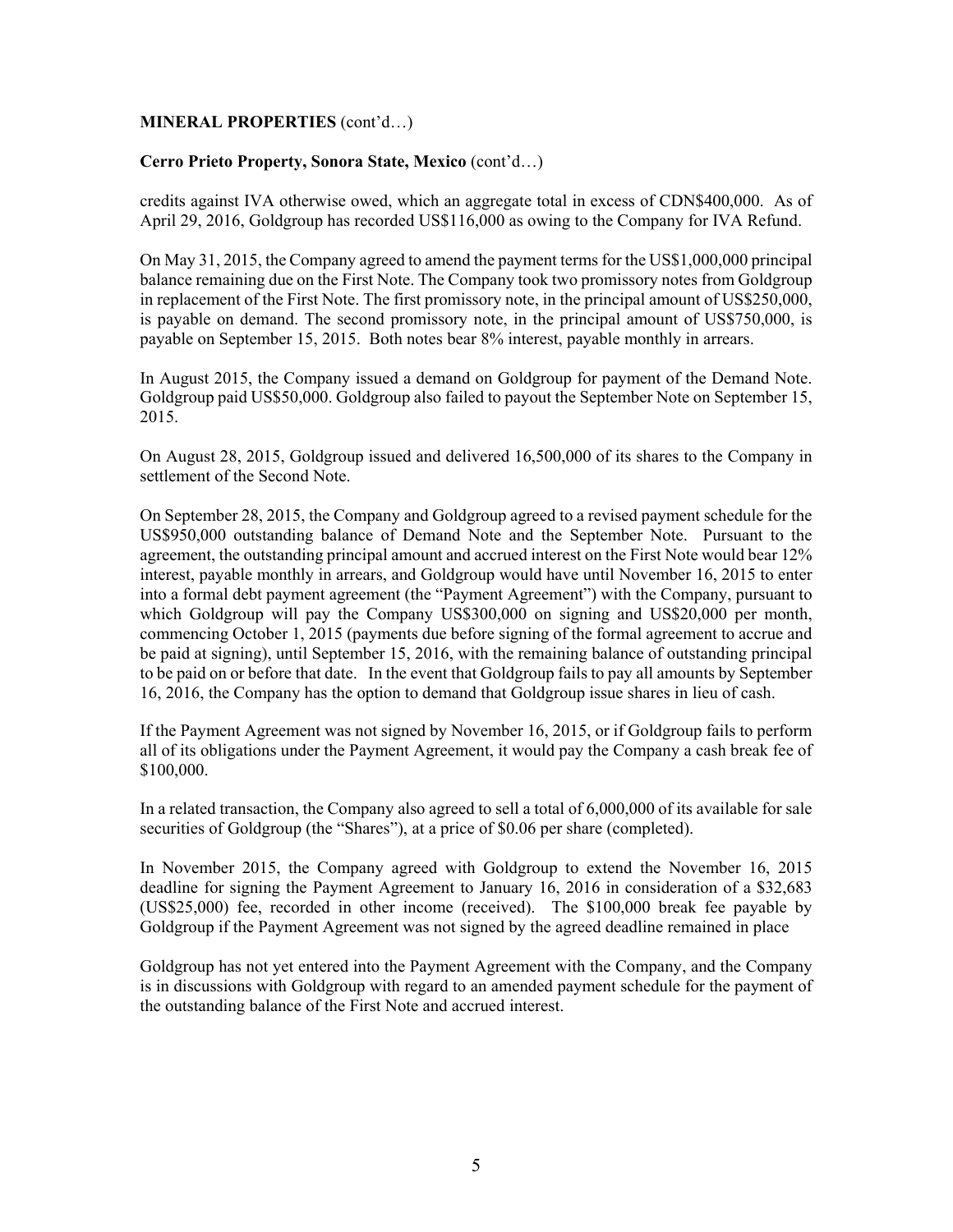**MINERAL PROPERTIES** (cont'd…)

**Cerro Prieto Property, Sonora State, Mexico** (cont'd…)

credits against IVA otherwise owed, which an aggregate total in excess of CDN$400,000. As of April 29, 2016, Goldgroup has recorded US$116,000 as owing to the Company for IVA Refund.

On May 31, 2015, the Company agreed to amend the payment terms for the US$1,000,000 principal balance remaining due on the First Note. The Company took two promissory notes from Goldgroup in replacement of the First Note. The first promissory note, in the principal amount of US$250,000, is payable on demand. The second promissory note, in the principal amount of US$750,000, is payable on September 15, 2015. Both notes bear 8% interest, payable monthly in arrears.

In August 2015, the Company issued a demand on Goldgroup for payment of the Demand Note. Goldgroup paid US$50,000. Goldgroup also failed to payout the September Note on September 15, 2015.

On August 28, 2015, Goldgroup issued and delivered 16,500,000 of its shares to the Company in settlement of the Second Note.

On September 28, 2015, the Company and Goldgroup agreed to a revised payment schedule for the US$950,000 outstanding balance of Demand Note and the September Note. Pursuant to the agreement, the outstanding principal amount and accrued interest on the First Note would bear 12% interest, payable monthly in arrears, and Goldgroup would have until November 16, 2015 to enter into a formal debt payment agreement (the "Payment Agreement") with the Company, pursuant to which Goldgroup will pay the Company US$300,000 on signing and US$20,000 per month, commencing October 1, 2015 (payments due before signing of the formal agreement to accrue and be paid at signing), until September 15, 2016, with the remaining balance of outstanding principal to be paid on or before that date. In the event that Goldgroup fails to pay all amounts by September 16, 2016, the Company has the option to demand that Goldgroup issue shares in lieu of cash.

If the Payment Agreement was not signed by November 16, 2015, or if Goldgroup fails to perform all of its obligations under the Payment Agreement, it would pay the Company a cash break fee of $100,000.

In a related transaction, the Company also agreed to sell a total of 6,000,000 of its available for sale securities of Goldgroup (the "Shares"), at a price of $0.06 per share (completed).

In November 2015, the Company agreed with Goldgroup to extend the November 16, 2015 deadline for signing the Payment Agreement to January 16, 2016 in consideration of a $32,683 (US$25,000) fee, recorded in other income (received). The $100,000 break fee payable by Goldgroup if the Payment Agreement was not signed by the agreed deadline remained in place

Goldgroup has not yet entered into the Payment Agreement with the Company, and the Company is in discussions with Goldgroup with regard to an amended payment schedule for the payment of the outstanding balance of the First Note and accrued interest.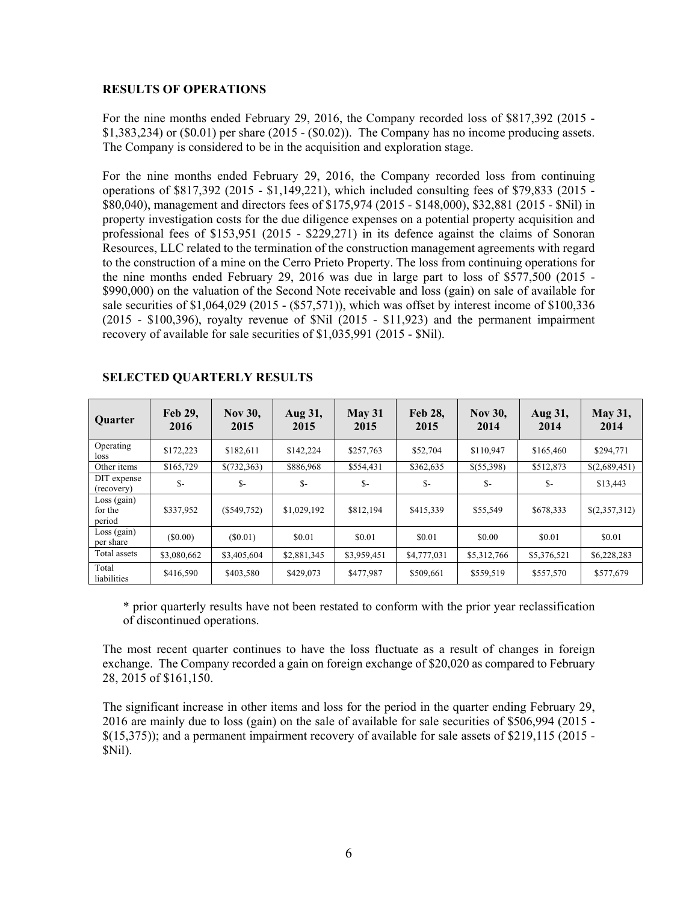## RESULTS OF OPERATIONS

For the nine months ended February 29, 2016, the Company recorded loss of $817,392 (2015 - $1,383,234) or ($0.01) per share (2015 - ($0.02)). The Company has no income producing assets. The Company is considered to be in the acquisition and exploration stage.

For the nine months ended February 29, 2016, the Company recorded loss from continuing operations of $817,392 (2015 - $1,149,221), which included consulting fees of $79,833 (2015 - $80,040), management and directors fees of $175,974 (2015 - $148,000), $32,881 (2015 - $Nil) in property investigation costs for the due diligence expenses on a potential property acquisition and professional fees of $153,951 (2015 - $229,271) in its defence against the claims of Sonoran Resources, LLC related to the termination of the construction management agreements with regard to the construction of a mine on the Cerro Prieto Property. The loss from continuing operations for the nine months ended February 29, 2016 was due in large part to loss of $577,500 (2015 - $990,000) on the valuation of the Second Note receivable and loss (gain) on sale of available for sale securities of $1,064,029 (2015 - ($57,571)), which was offset by interest income of $100,336 (2015 - $100,396), royalty revenue of $Nil (2015 - $11,923) and the permanent impairment recovery of available for sale securities of $1,035,991 (2015 - $Nil).

## SELECTED QUARTERLY RESULTS

| Quarter | Feb 29, 2016 | Nov 30, 2015 | Aug 31, 2015 | May 31 2015 | Feb 28, 2015 | Nov 30, 2014 | Aug 31, 2014 | May 31, 2014 |
|---|---|---|---|---|---|---|---|---|
| Operating loss | $172,223 | $182,611 | $142,224 | $257,763 | $52,704 | $110,947 | $165,460 | $294,771 |
| Other items | $165,729 | $(732,363) | $886,968 | $554,431 | $362,635 | $(55,398) | $512,873 | $(2,689,451) |
| DIT expense (recovery) | $- | $- | $- | $- | $- | $- | $- | $13,443 |
| Loss (gain) for the period | $337,952 | ($549,752) | $1,029,192 | $812,194 | $415,339 | $55,549 | $678,333 | $(2,357,312) |
| Loss (gain) per share | ($0.00) | ($0.01) | $0.01 | $0.01 | $0.01 | $0.00 | $0.01 | $0.01 |
| Total assets | $3,080,662 | $3,405,604 | $2,881,345 | $3,959,451 | $4,777,031 | $5,312,766 | $5,376,521 | $6,228,283 |
| Total liabilities | $416,590 | $403,580 | $429,073 | $477,987 | $509,661 | $559,519 | $557,570 | $577,679 |

\* prior quarterly results have not been restated to conform with the prior year reclassification of discontinued operations.

The most recent quarter continues to have the loss fluctuate as a result of changes in foreign exchange. The Company recorded a gain on foreign exchange of $20,020 as compared to February 28, 2015 of $161,150.

The significant increase in other items and loss for the period in the quarter ending February 29, 2016 are mainly due to loss (gain) on the sale of available for sale securities of $506,994 (2015 - $(15,375)); and a permanent impairment recovery of available for sale assets of $219,115 (2015 - $Nil).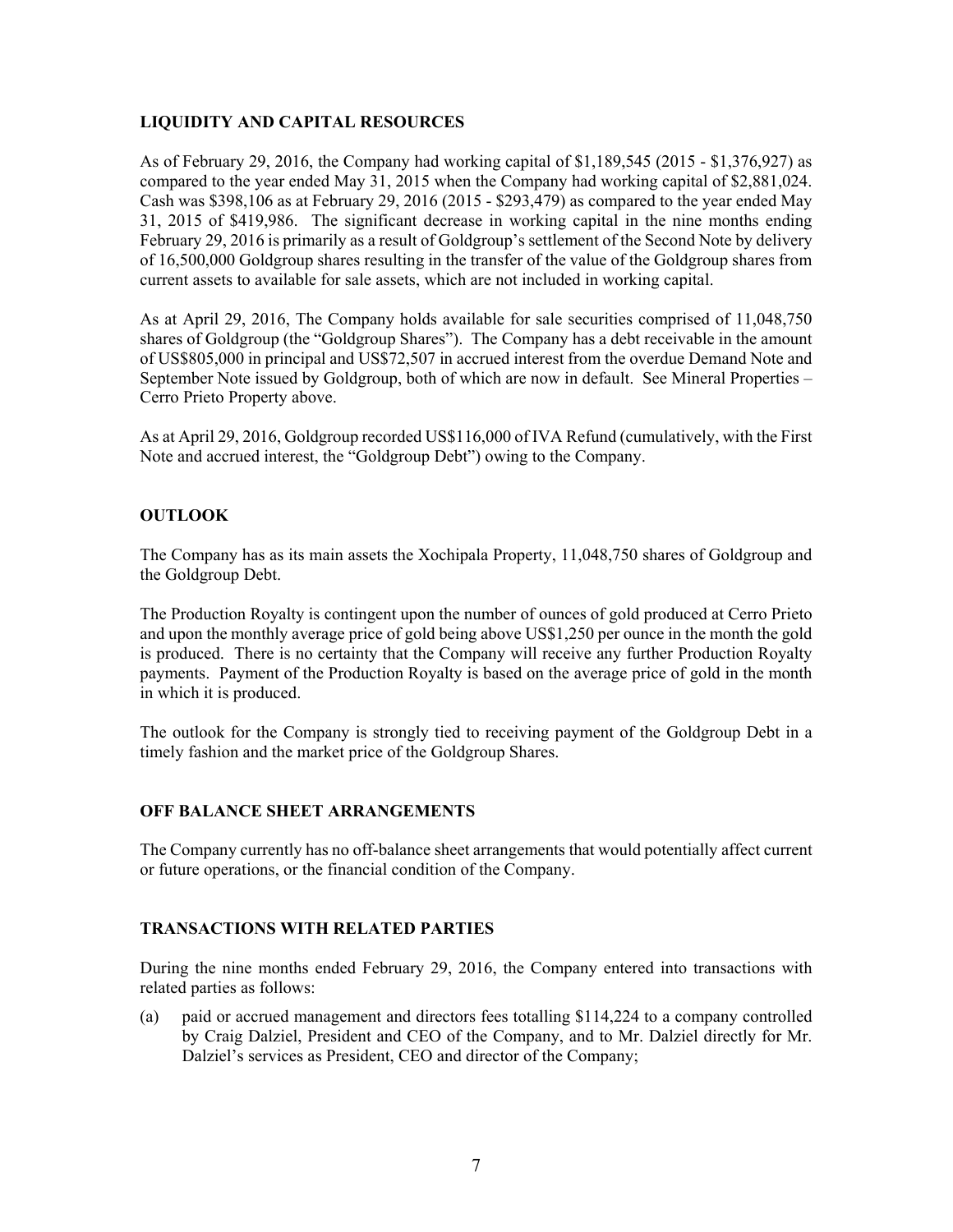## LIQUIDITY AND CAPITAL RESOURCES

As of February 29, 2016, the Company had working capital of $1,189,545 (2015 - $1,376,927) as compared to the year ended May 31, 2015 when the Company had working capital of $2,881,024. Cash was $398,106 as at February 29, 2016 (2015 - $293,479) as compared to the year ended May 31, 2015 of $419,986. The significant decrease in working capital in the nine months ending February 29, 2016 is primarily as a result of Goldgroup's settlement of the Second Note by delivery of 16,500,000 Goldgroup shares resulting in the transfer of the value of the Goldgroup shares from current assets to available for sale assets, which are not included in working capital.

As at April 29, 2016, The Company holds available for sale securities comprised of 11,048,750 shares of Goldgroup (the "Goldgroup Shares"). The Company has a debt receivable in the amount of US$805,000 in principal and US$72,507 in accrued interest from the overdue Demand Note and September Note issued by Goldgroup, both of which are now in default. See Mineral Properties – Cerro Prieto Property above.

As at April 29, 2016, Goldgroup recorded US$116,000 of IVA Refund (cumulatively, with the First Note and accrued interest, the "Goldgroup Debt") owing to the Company.

## OUTLOOK

The Company has as its main assets the Xochipala Property, 11,048,750 shares of Goldgroup and the Goldgroup Debt.

The Production Royalty is contingent upon the number of ounces of gold produced at Cerro Prieto and upon the monthly average price of gold being above US$1,250 per ounce in the month the gold is produced. There is no certainty that the Company will receive any further Production Royalty payments. Payment of the Production Royalty is based on the average price of gold in the month in which it is produced.

The outlook for the Company is strongly tied to receiving payment of the Goldgroup Debt in a timely fashion and the market price of the Goldgroup Shares.

## OFF BALANCE SHEET ARRANGEMENTS

The Company currently has no off-balance sheet arrangements that would potentially affect current or future operations, or the financial condition of the Company.

## TRANSACTIONS WITH RELATED PARTIES

During the nine months ended February 29, 2016, the Company entered into transactions with related parties as follows:

(a) paid or accrued management and directors fees totalling $114,224 to a company controlled by Craig Dalziel, President and CEO of the Company, and to Mr. Dalziel directly for Mr. Dalziel's services as President, CEO and director of the Company;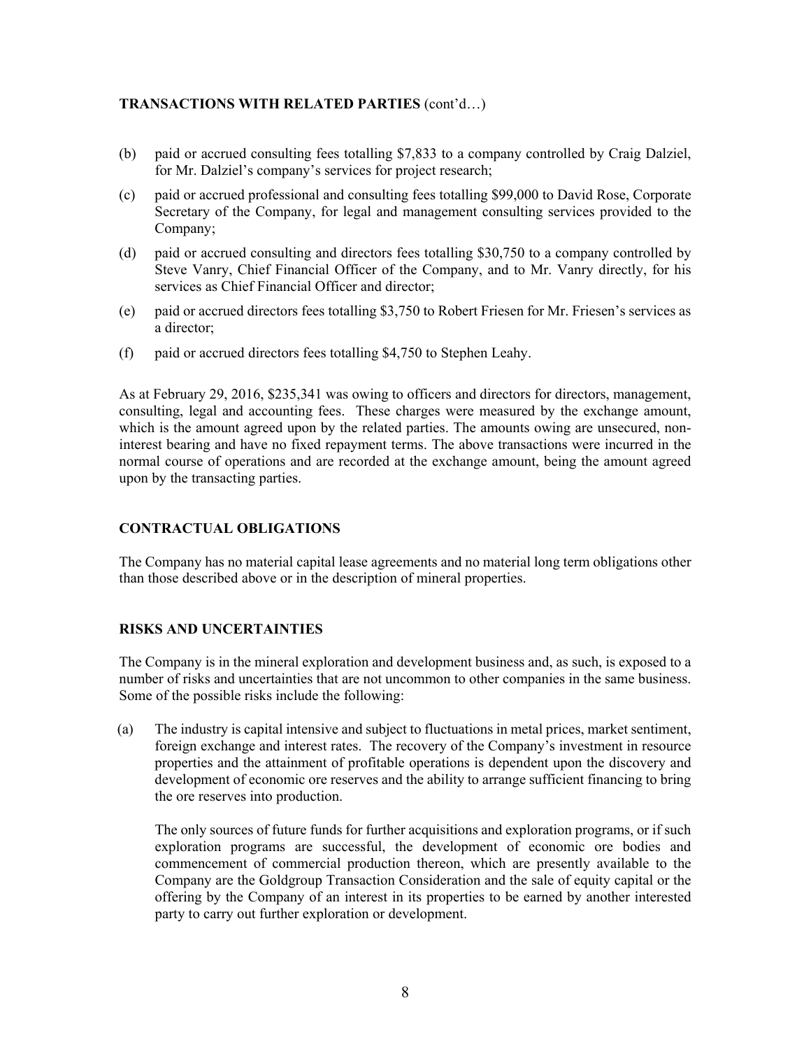**TRANSACTIONS WITH RELATED PARTIES** (cont'd…)

(b) paid or accrued consulting fees totalling $7,833 to a company controlled by Craig Dalziel, for Mr. Dalziel's company's services for project research;

(c) paid or accrued professional and consulting fees totalling $99,000 to David Rose, Corporate Secretary of the Company, for legal and management consulting services provided to the Company;

(d) paid or accrued consulting and directors fees totalling $30,750 to a company controlled by Steve Vanry, Chief Financial Officer of the Company, and to Mr. Vanry directly, for his services as Chief Financial Officer and director;

(e) paid or accrued directors fees totalling $3,750 to Robert Friesen for Mr. Friesen's services as a director;

(f) paid or accrued directors fees totalling $4,750 to Stephen Leahy.

As at February 29, 2016, $235,341 was owing to officers and directors for directors, management, consulting, legal and accounting fees. These charges were measured by the exchange amount, which is the amount agreed upon by the related parties. The amounts owing are unsecured, non-interest bearing and have no fixed repayment terms. The above transactions were incurred in the normal course of operations and are recorded at the exchange amount, being the amount agreed upon by the transacting parties.

## CONTRACTUAL OBLIGATIONS

The Company has no material capital lease agreements and no material long term obligations other than those described above or in the description of mineral properties.

## RISKS AND UNCERTAINTIES

The Company is in the mineral exploration and development business and, as such, is exposed to a number of risks and uncertainties that are not uncommon to other companies in the same business. Some of the possible risks include the following:

(a) The industry is capital intensive and subject to fluctuations in metal prices, market sentiment, foreign exchange and interest rates. The recovery of the Company's investment in resource properties and the attainment of profitable operations is dependent upon the discovery and development of economic ore reserves and the ability to arrange sufficient financing to bring the ore reserves into production.

The only sources of future funds for further acquisitions and exploration programs, or if such exploration programs are successful, the development of economic ore bodies and commencement of commercial production thereon, which are presently available to the Company are the Goldgroup Transaction Consideration and the sale of equity capital or the offering by the Company of an interest in its properties to be earned by another interested party to carry out further exploration or development.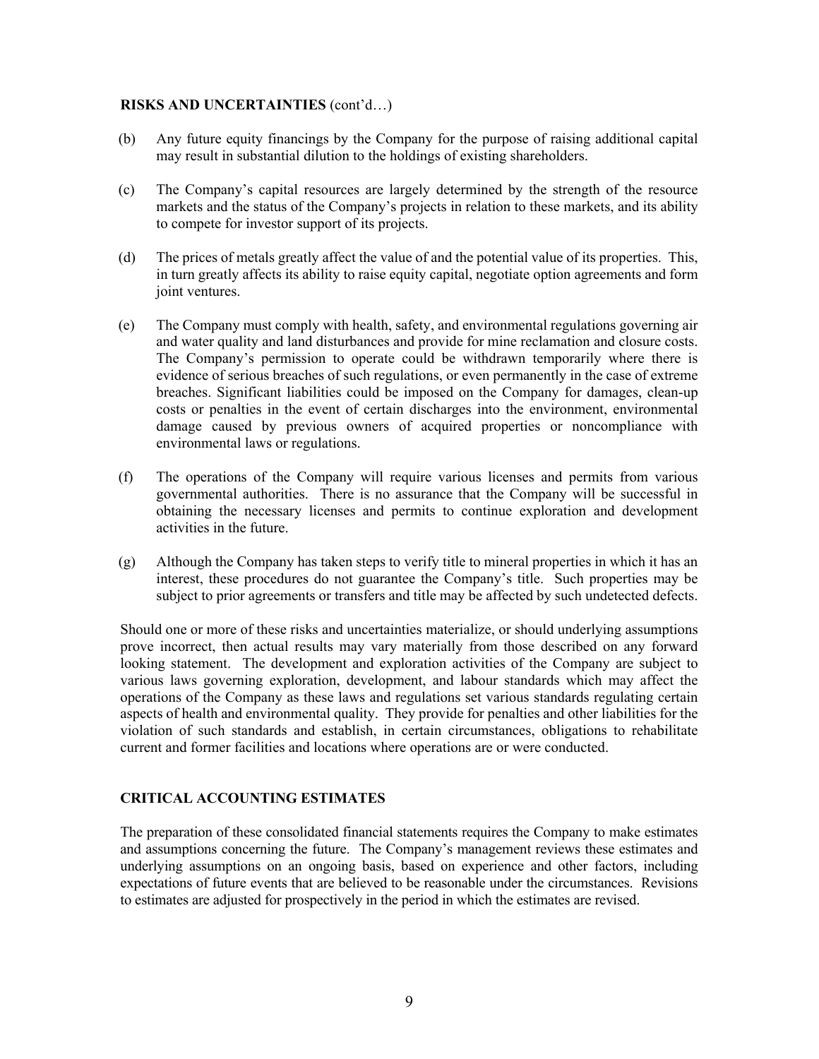## RISKS AND UNCERTAINTIES (cont'd…)

(b) Any future equity financings by the Company for the purpose of raising additional capital may result in substantial dilution to the holdings of existing shareholders.

(c) The Company's capital resources are largely determined by the strength of the resource markets and the status of the Company's projects in relation to these markets, and its ability to compete for investor support of its projects.

(d) The prices of metals greatly affect the value of and the potential value of its properties. This, in turn greatly affects its ability to raise equity capital, negotiate option agreements and form joint ventures.

(e) The Company must comply with health, safety, and environmental regulations governing air and water quality and land disturbances and provide for mine reclamation and closure costs. The Company's permission to operate could be withdrawn temporarily where there is evidence of serious breaches of such regulations, or even permanently in the case of extreme breaches. Significant liabilities could be imposed on the Company for damages, clean-up costs or penalties in the event of certain discharges into the environment, environmental damage caused by previous owners of acquired properties or noncompliance with environmental laws or regulations.

(f) The operations of the Company will require various licenses and permits from various governmental authorities. There is no assurance that the Company will be successful in obtaining the necessary licenses and permits to continue exploration and development activities in the future.

(g) Although the Company has taken steps to verify title to mineral properties in which it has an interest, these procedures do not guarantee the Company's title. Such properties may be subject to prior agreements or transfers and title may be affected by such undetected defects.

Should one or more of these risks and uncertainties materialize, or should underlying assumptions prove incorrect, then actual results may vary materially from those described on any forward looking statement. The development and exploration activities of the Company are subject to various laws governing exploration, development, and labour standards which may affect the operations of the Company as these laws and regulations set various standards regulating certain aspects of health and environmental quality. They provide for penalties and other liabilities for the violation of such standards and establish, in certain circumstances, obligations to rehabilitate current and former facilities and locations where operations are or were conducted.

## CRITICAL ACCOUNTING ESTIMATES

The preparation of these consolidated financial statements requires the Company to make estimates and assumptions concerning the future. The Company's management reviews these estimates and underlying assumptions on an ongoing basis, based on experience and other factors, including expectations of future events that are believed to be reasonable under the circumstances. Revisions to estimates are adjusted for prospectively in the period in which the estimates are revised.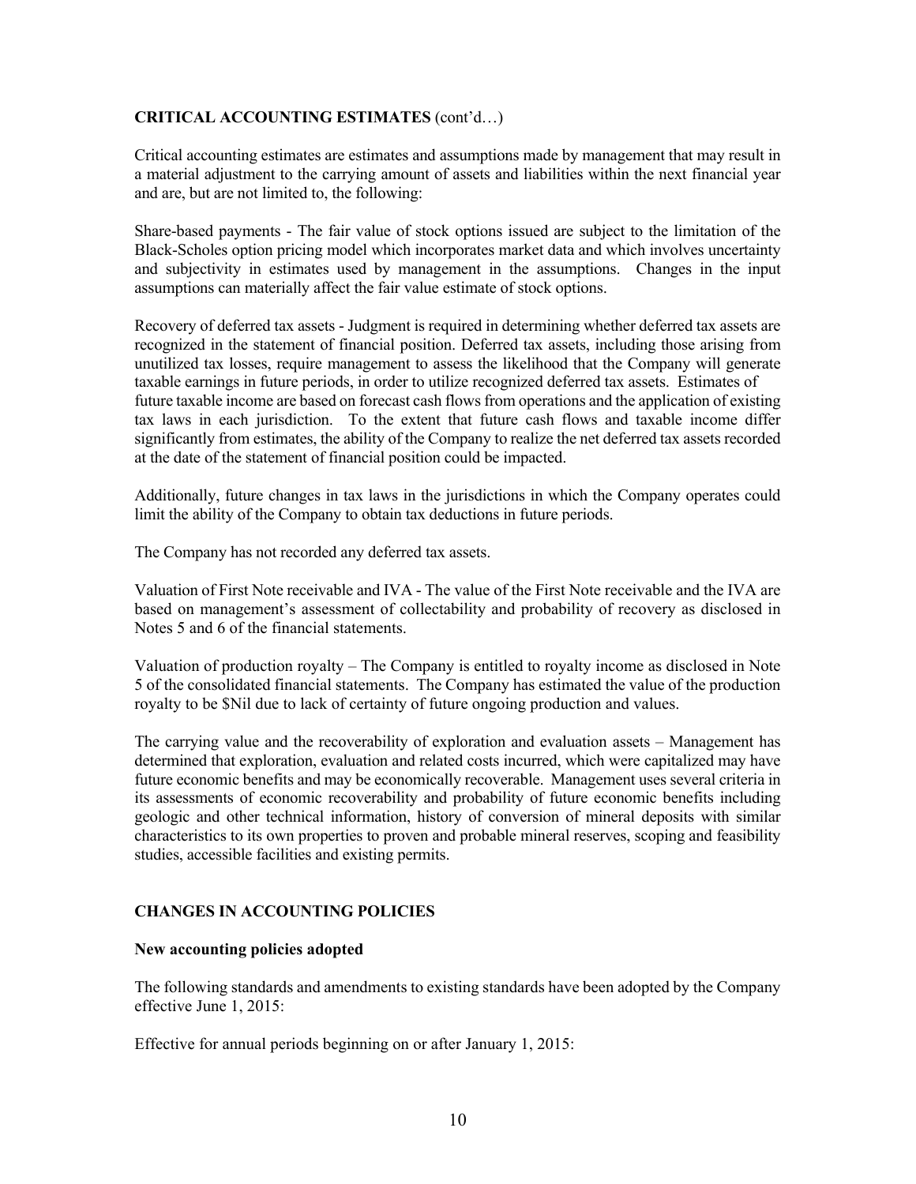## CRITICAL ACCOUNTING ESTIMATES (cont'd…)

Critical accounting estimates are estimates and assumptions made by management that may result in a material adjustment to the carrying amount of assets and liabilities within the next financial year and are, but are not limited to, the following:

Share-based payments - The fair value of stock options issued are subject to the limitation of the Black-Scholes option pricing model which incorporates market data and which involves uncertainty and subjectivity in estimates used by management in the assumptions. Changes in the input assumptions can materially affect the fair value estimate of stock options.

Recovery of deferred tax assets - Judgment is required in determining whether deferred tax assets are recognized in the statement of financial position. Deferred tax assets, including those arising from unutilized tax losses, require management to assess the likelihood that the Company will generate taxable earnings in future periods, in order to utilize recognized deferred tax assets. Estimates of future taxable income are based on forecast cash flows from operations and the application of existing tax laws in each jurisdiction. To the extent that future cash flows and taxable income differ significantly from estimates, the ability of the Company to realize the net deferred tax assets recorded at the date of the statement of financial position could be impacted.

Additionally, future changes in tax laws in the jurisdictions in which the Company operates could limit the ability of the Company to obtain tax deductions in future periods.

The Company has not recorded any deferred tax assets.

Valuation of First Note receivable and IVA - The value of the First Note receivable and the IVA are based on management's assessment of collectability and probability of recovery as disclosed in Notes 5 and 6 of the financial statements.

Valuation of production royalty – The Company is entitled to royalty income as disclosed in Note 5 of the consolidated financial statements. The Company has estimated the value of the production royalty to be $Nil due to lack of certainty of future ongoing production and values.

The carrying value and the recoverability of exploration and evaluation assets – Management has determined that exploration, evaluation and related costs incurred, which were capitalized may have future economic benefits and may be economically recoverable. Management uses several criteria in its assessments of economic recoverability and probability of future economic benefits including geologic and other technical information, history of conversion of mineral deposits with similar characteristics to its own properties to proven and probable mineral reserves, scoping and feasibility studies, accessible facilities and existing permits.

## CHANGES IN ACCOUNTING POLICIES

### New accounting policies adopted

The following standards and amendments to existing standards have been adopted by the Company effective June 1, 2015:

Effective for annual periods beginning on or after January 1, 2015: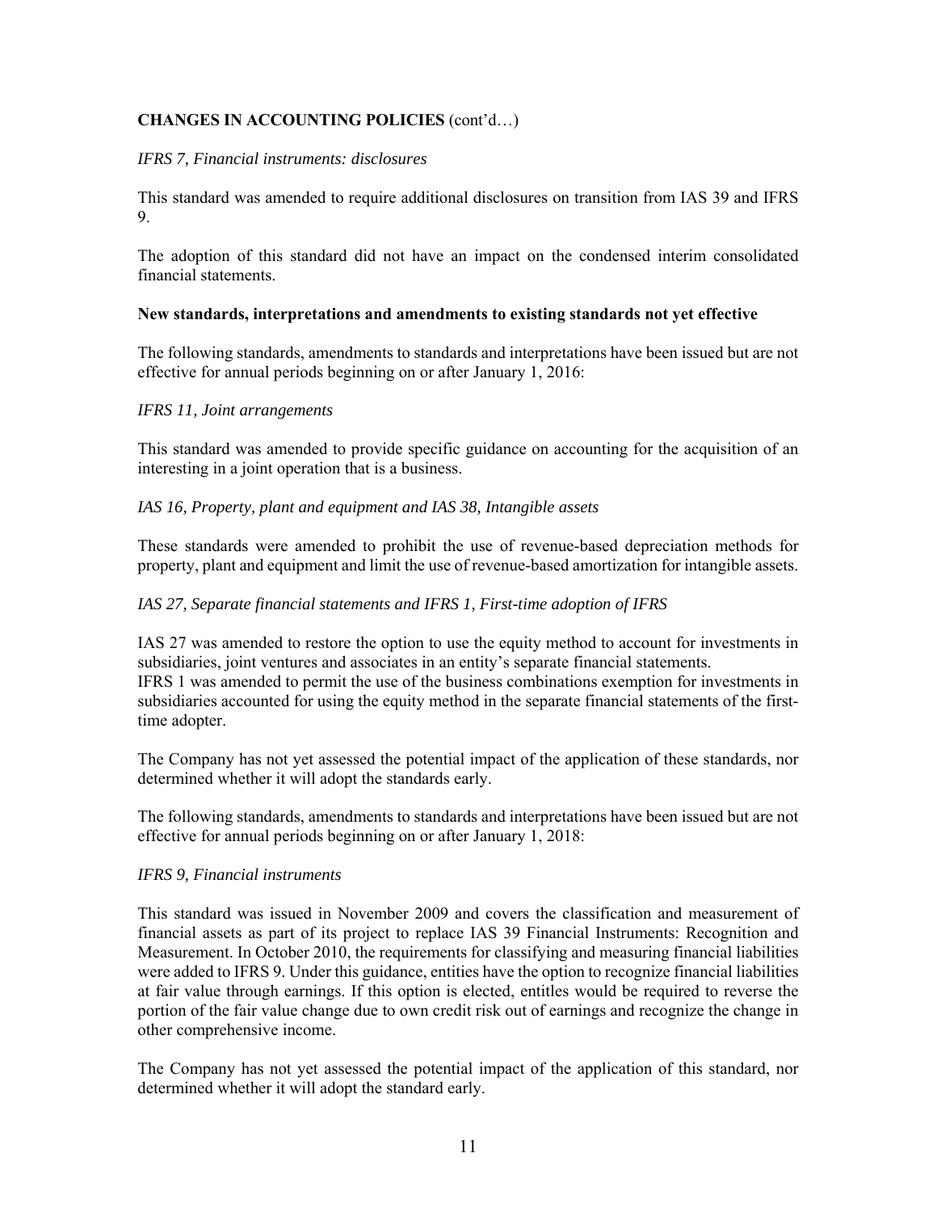**CHANGES IN ACCOUNTING POLICIES** (cont'd…)

*IFRS 7, Financial instruments: disclosures*

This standard was amended to require additional disclosures on transition from IAS 39 and IFRS 9.

The adoption of this standard did not have an impact on the condensed interim consolidated financial statements.

**New standards, interpretations and amendments to existing standards not yet effective**

The following standards, amendments to standards and interpretations have been issued but are not effective for annual periods beginning on or after January 1, 2016:

*IFRS 11, Joint arrangements*

This standard was amended to provide specific guidance on accounting for the acquisition of an interesting in a joint operation that is a business.

*IAS 16, Property, plant and equipment and IAS 38, Intangible assets*

These standards were amended to prohibit the use of revenue-based depreciation methods for property, plant and equipment and limit the use of revenue-based amortization for intangible assets.

*IAS 27, Separate financial statements and IFRS 1, First-time adoption of IFRS*

IAS 27 was amended to restore the option to use the equity method to account for investments in subsidiaries, joint ventures and associates in an entity's separate financial statements.
IFRS 1 was amended to permit the use of the business combinations exemption for investments in subsidiaries accounted for using the equity method in the separate financial statements of the first-time adopter.

The Company has not yet assessed the potential impact of the application of these standards, nor determined whether it will adopt the standards early.

The following standards, amendments to standards and interpretations have been issued but are not effective for annual periods beginning on or after January 1, 2018:

*IFRS 9, Financial instruments*

This standard was issued in November 2009 and covers the classification and measurement of financial assets as part of its project to replace IAS 39 Financial Instruments: Recognition and Measurement. In October 2010, the requirements for classifying and measuring financial liabilities were added to IFRS 9. Under this guidance, entities have the option to recognize financial liabilities at fair value through earnings. If this option is elected, entitles would be required to reverse the portion of the fair value change due to own credit risk out of earnings and recognize the change in other comprehensive income.

The Company has not yet assessed the potential impact of the application of this standard, nor determined whether it will adopt the standard early.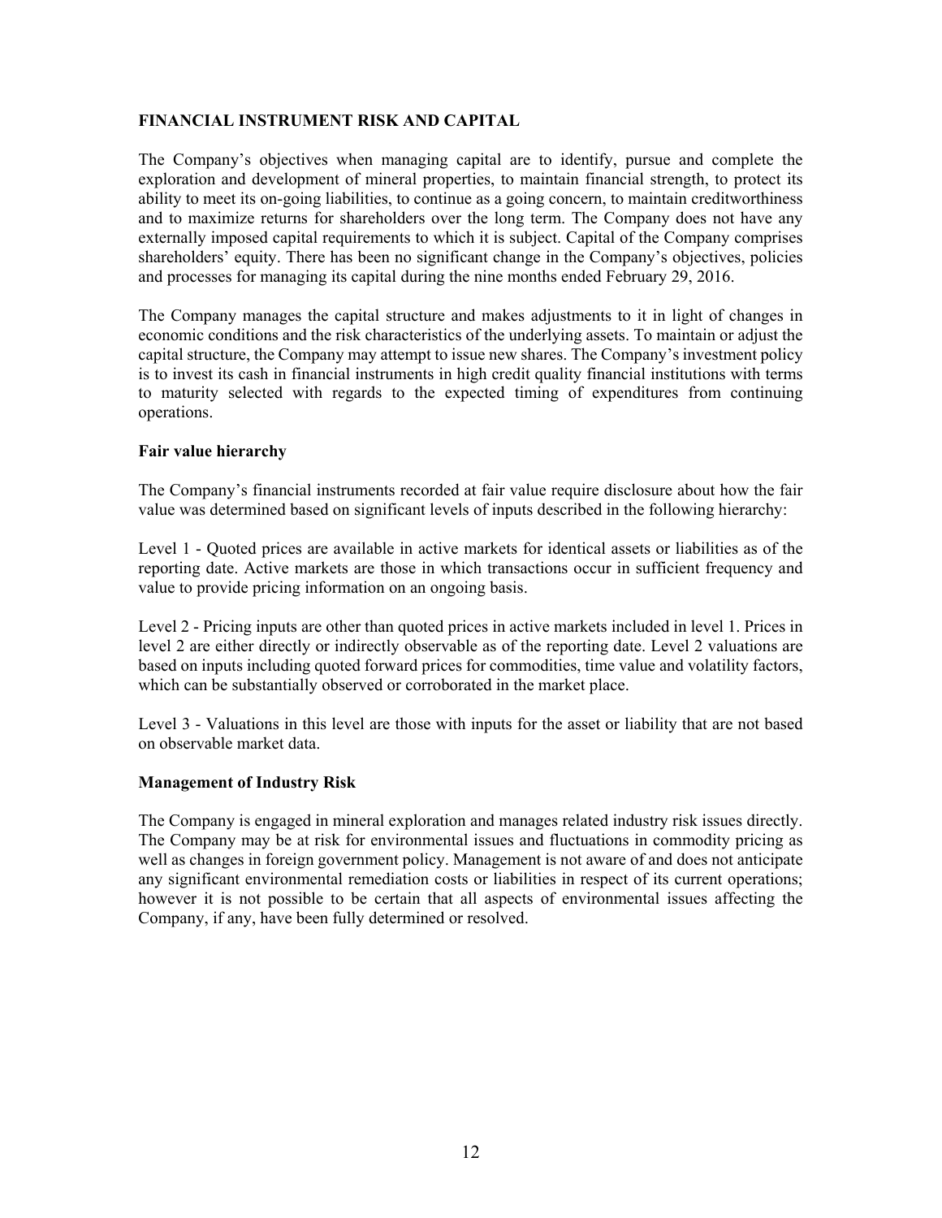## FINANCIAL INSTRUMENT RISK AND CAPITAL

The Company's objectives when managing capital are to identify, pursue and complete the exploration and development of mineral properties, to maintain financial strength, to protect its ability to meet its on-going liabilities, to continue as a going concern, to maintain creditworthiness and to maximize returns for shareholders over the long term. The Company does not have any externally imposed capital requirements to which it is subject. Capital of the Company comprises shareholders' equity. There has been no significant change in the Company's objectives, policies and processes for managing its capital during the nine months ended February 29, 2016.

The Company manages the capital structure and makes adjustments to it in light of changes in economic conditions and the risk characteristics of the underlying assets. To maintain or adjust the capital structure, the Company may attempt to issue new shares. The Company's investment policy is to invest its cash in financial instruments in high credit quality financial institutions with terms to maturity selected with regards to the expected timing of expenditures from continuing operations.

### Fair value hierarchy

The Company's financial instruments recorded at fair value require disclosure about how the fair value was determined based on significant levels of inputs described in the following hierarchy:

Level 1 - Quoted prices are available in active markets for identical assets or liabilities as of the reporting date. Active markets are those in which transactions occur in sufficient frequency and value to provide pricing information on an ongoing basis.

Level 2 - Pricing inputs are other than quoted prices in active markets included in level 1. Prices in level 2 are either directly or indirectly observable as of the reporting date. Level 2 valuations are based on inputs including quoted forward prices for commodities, time value and volatility factors, which can be substantially observed or corroborated in the market place.

Level 3 - Valuations in this level are those with inputs for the asset or liability that are not based on observable market data.

### Management of Industry Risk

The Company is engaged in mineral exploration and manages related industry risk issues directly. The Company may be at risk for environmental issues and fluctuations in commodity pricing as well as changes in foreign government policy. Management is not aware of and does not anticipate any significant environmental remediation costs or liabilities in respect of its current operations; however it is not possible to be certain that all aspects of environmental issues affecting the Company, if any, have been fully determined or resolved.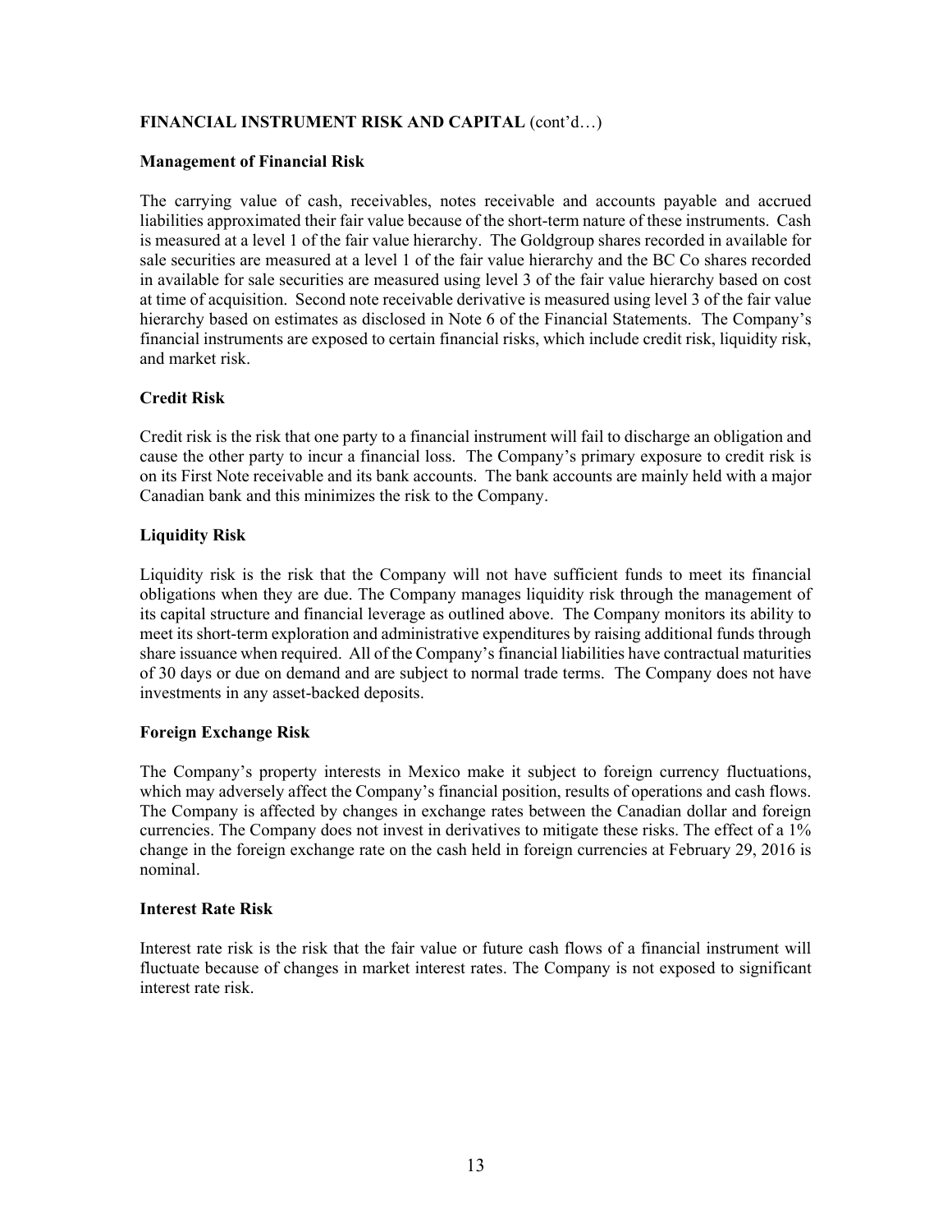## FINANCIAL INSTRUMENT RISK AND CAPITAL (cont'd…)

### Management of Financial Risk

The carrying value of cash, receivables, notes receivable and accounts payable and accrued liabilities approximated their fair value because of the short-term nature of these instruments. Cash is measured at a level 1 of the fair value hierarchy. The Goldgroup shares recorded in available for sale securities are measured at a level 1 of the fair value hierarchy and the BC Co shares recorded in available for sale securities are measured using level 3 of the fair value hierarchy based on cost at time of acquisition. Second note receivable derivative is measured using level 3 of the fair value hierarchy based on estimates as disclosed in Note 6 of the Financial Statements. The Company's financial instruments are exposed to certain financial risks, which include credit risk, liquidity risk, and market risk.

### Credit Risk

Credit risk is the risk that one party to a financial instrument will fail to discharge an obligation and cause the other party to incur a financial loss. The Company's primary exposure to credit risk is on its First Note receivable and its bank accounts. The bank accounts are mainly held with a major Canadian bank and this minimizes the risk to the Company.

### Liquidity Risk

Liquidity risk is the risk that the Company will not have sufficient funds to meet its financial obligations when they are due. The Company manages liquidity risk through the management of its capital structure and financial leverage as outlined above. The Company monitors its ability to meet its short-term exploration and administrative expenditures by raising additional funds through share issuance when required. All of the Company's financial liabilities have contractual maturities of 30 days or due on demand and are subject to normal trade terms. The Company does not have investments in any asset-backed deposits.

### Foreign Exchange Risk

The Company's property interests in Mexico make it subject to foreign currency fluctuations, which may adversely affect the Company's financial position, results of operations and cash flows. The Company is affected by changes in exchange rates between the Canadian dollar and foreign currencies. The Company does not invest in derivatives to mitigate these risks. The effect of a 1% change in the foreign exchange rate on the cash held in foreign currencies at February 29, 2016 is nominal.

### Interest Rate Risk

Interest rate risk is the risk that the fair value or future cash flows of a financial instrument will fluctuate because of changes in market interest rates. The Company is not exposed to significant interest rate risk.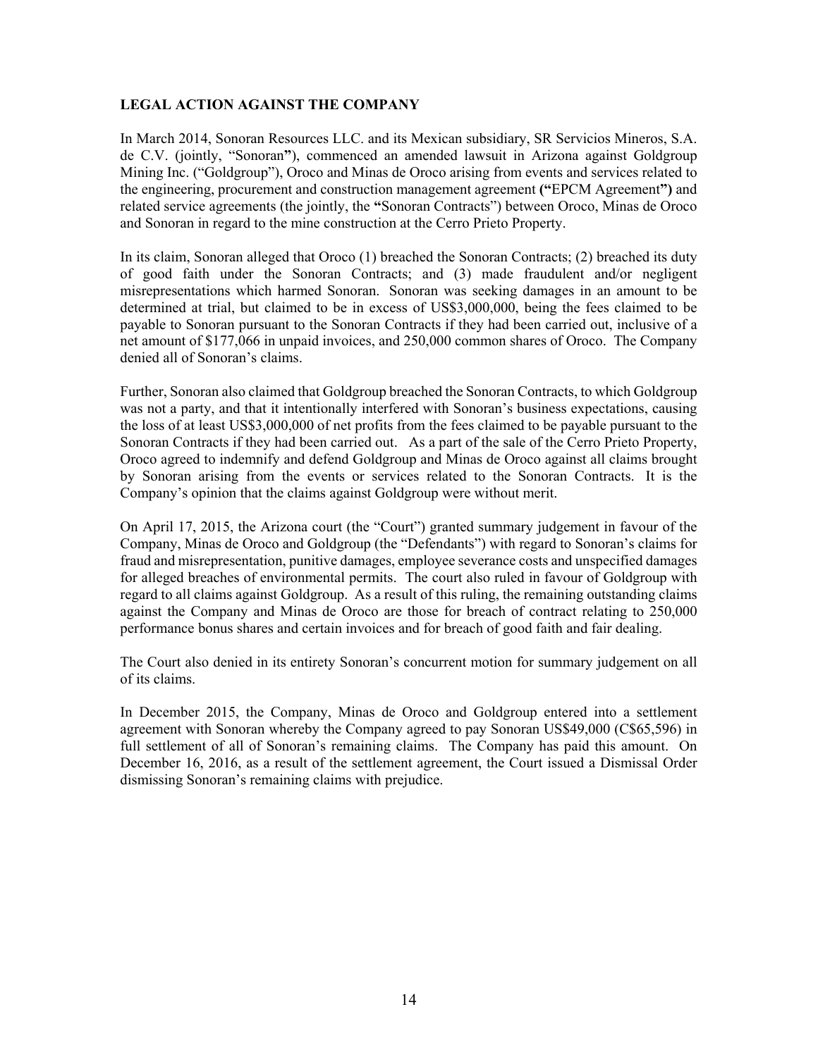**LEGAL ACTION AGAINST THE COMPANY**

In March 2014, Sonoran Resources LLC. and its Mexican subsidiary, SR Servicios Mineros, S.A. de C.V. (jointly, "Sonoran**"**), commenced an amended lawsuit in Arizona against Goldgroup Mining Inc. ("Goldgroup"), Oroco and Minas de Oroco arising from events and services related to the engineering, procurement and construction management agreement **("**EPCM Agreement**")** and related service agreements (the jointly, the **"**Sonoran Contracts") between Oroco, Minas de Oroco and Sonoran in regard to the mine construction at the Cerro Prieto Property.

In its claim, Sonoran alleged that Oroco (1) breached the Sonoran Contracts; (2) breached its duty of good faith under the Sonoran Contracts; and (3) made fraudulent and/or negligent misrepresentations which harmed Sonoran. Sonoran was seeking damages in an amount to be determined at trial, but claimed to be in excess of US$3,000,000, being the fees claimed to be payable to Sonoran pursuant to the Sonoran Contracts if they had been carried out, inclusive of a net amount of $177,066 in unpaid invoices, and 250,000 common shares of Oroco. The Company denied all of Sonoran's claims.

Further, Sonoran also claimed that Goldgroup breached the Sonoran Contracts, to which Goldgroup was not a party, and that it intentionally interfered with Sonoran's business expectations, causing the loss of at least US$3,000,000 of net profits from the fees claimed to be payable pursuant to the Sonoran Contracts if they had been carried out. As a part of the sale of the Cerro Prieto Property, Oroco agreed to indemnify and defend Goldgroup and Minas de Oroco against all claims brought by Sonoran arising from the events or services related to the Sonoran Contracts. It is the Company's opinion that the claims against Goldgroup were without merit.

On April 17, 2015, the Arizona court (the "Court") granted summary judgement in favour of the Company, Minas de Oroco and Goldgroup (the "Defendants") with regard to Sonoran's claims for fraud and misrepresentation, punitive damages, employee severance costs and unspecified damages for alleged breaches of environmental permits. The court also ruled in favour of Goldgroup with regard to all claims against Goldgroup. As a result of this ruling, the remaining outstanding claims against the Company and Minas de Oroco are those for breach of contract relating to 250,000 performance bonus shares and certain invoices and for breach of good faith and fair dealing.

The Court also denied in its entirety Sonoran's concurrent motion for summary judgement on all of its claims.

In December 2015, the Company, Minas de Oroco and Goldgroup entered into a settlement agreement with Sonoran whereby the Company agreed to pay Sonoran US$49,000 (C$65,596) in full settlement of all of Sonoran's remaining claims. The Company has paid this amount. On December 16, 2016, as a result of the settlement agreement, the Court issued a Dismissal Order dismissing Sonoran's remaining claims with prejudice.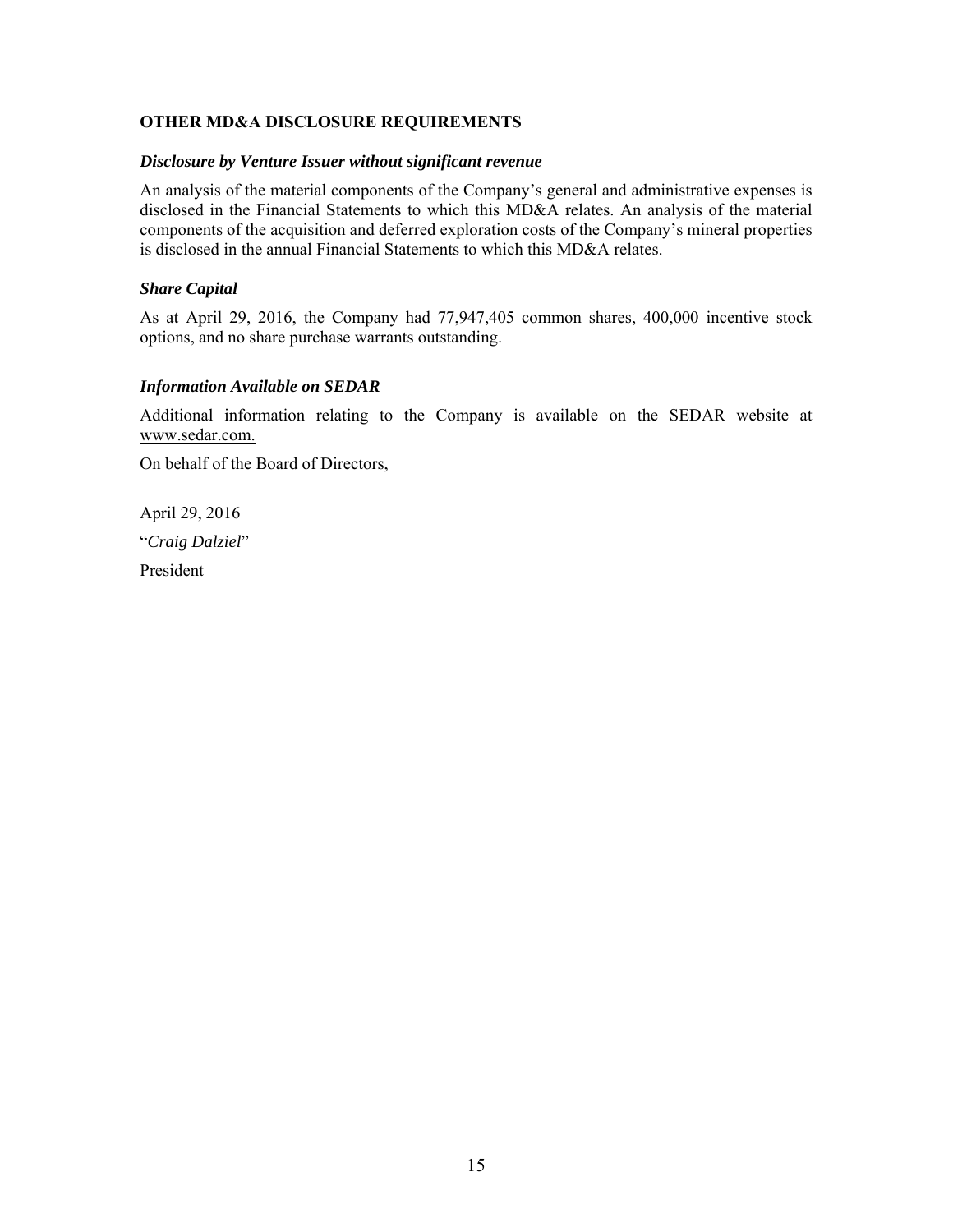## OTHER MD&A DISCLOSURE REQUIREMENTS

### *Disclosure by Venture Issuer without significant revenue*

An analysis of the material components of the Company's general and administrative expenses is disclosed in the Financial Statements to which this MD&A relates. An analysis of the material components of the acquisition and deferred exploration costs of the Company's mineral properties is disclosed in the annual Financial Statements to which this MD&A relates.

### *Share Capital*

As at April 29, 2016, the Company had 77,947,405 common shares, 400,000 incentive stock options, and no share purchase warrants outstanding.

### *Information Available on SEDAR*

Additional information relating to the Company is available on the SEDAR website at www.sedar.com.

On behalf of the Board of Directors,

April 29, 2016

"*Craig Dalziel*"

President